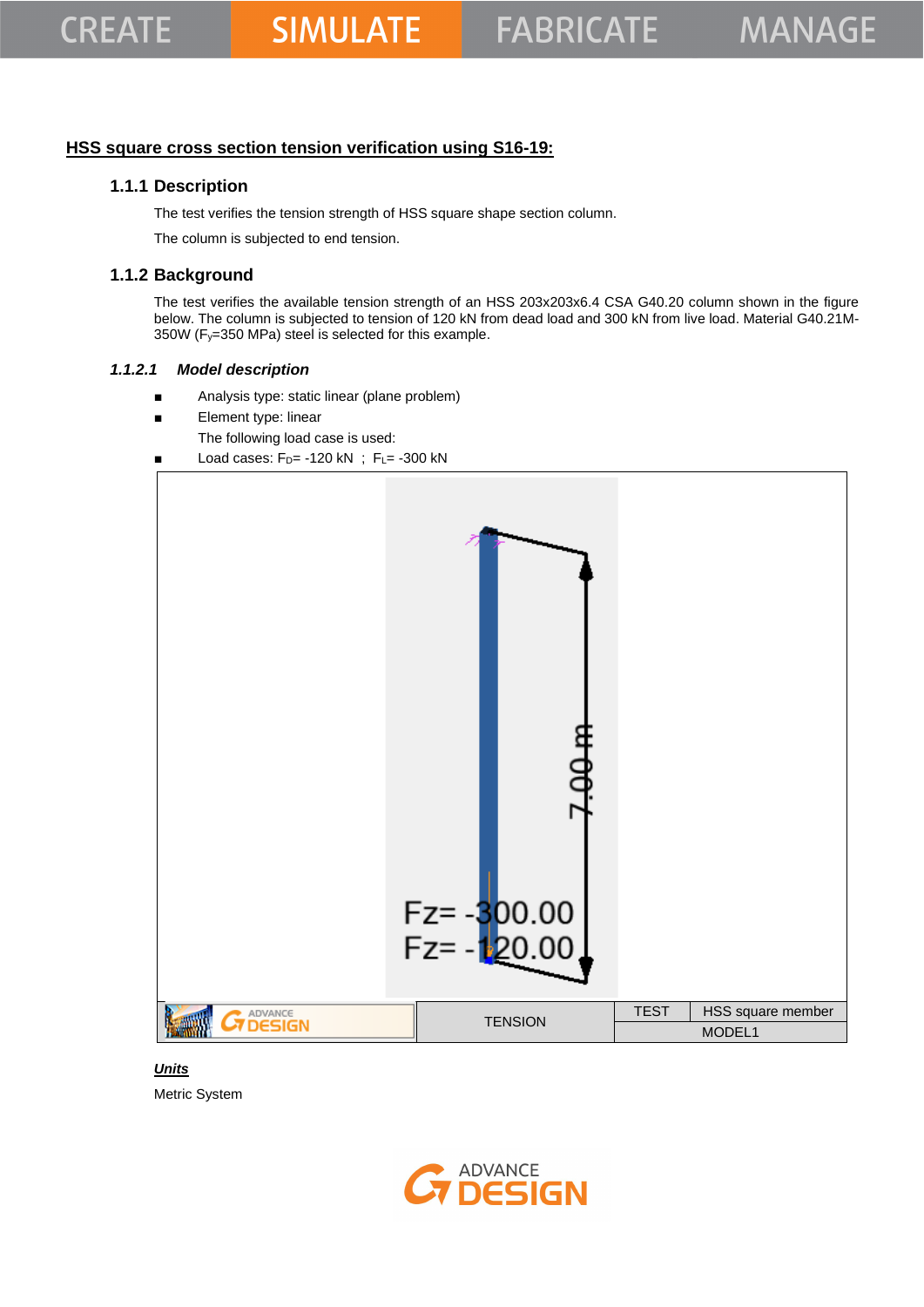## HSS square cross section tension verification using S16-19:

### 1.1.1 Description

The test verifies the tension strength of HSS square shape section column.

The column is subjected to end tension.

### 1.1.2 Background

The test verifies the available tension strength of an HSS 203x203x6.4 CSA G40.20 column shown in the figure below. The column is subjected to tension of 120 kN from dead load and 300 kN from live load. Material G40.21M-350W ($F_y$=350 MPa) steel is selected for this example.

#### *1.1.2.1 Model description*

- Analysis type: static linear (plane problem)
- Element type: linear

  The following load case is used:

- Load cases: $F_D$= -120 kN ; $F_L$= -300 kN

Fz= -300.00
Fz= -120.00
7.00 m

| ADVANCE DESIGN | TENSION | TEST | HSS square member |
|---|---|---|---|
| | | MODEL1 | |

***Units***

Metric System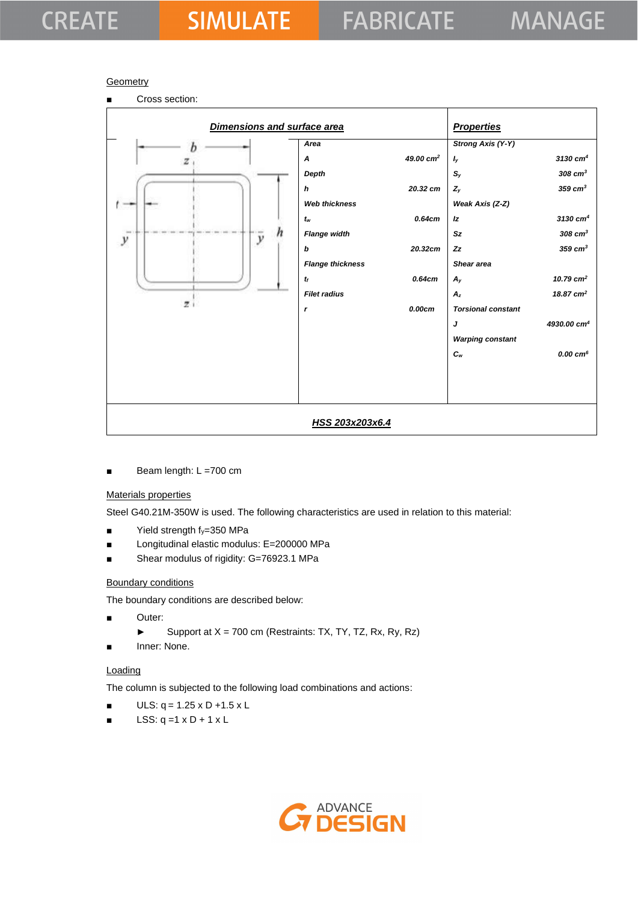Geometry

- Cross section:

| Dimensions and surface area | | Properties | |
|---|---|---|---|
| Area | | Strong Axis (Y-Y) | |
| $A$ | 49.00 cm$^2$ | $I_y$ | 3130 cm$^4$ |
| Depth | | $S_y$ | 308 cm$^3$ |
| $h$ | 20.32 cm | $Z_y$ | 359 cm$^3$ |
| Web thickness | | Weak Axis (Z-Z) | |
| $t_w$ | 0.64cm | $Iz$ | 3130 cm$^4$ |
| Flange width | | $Sz$ | 308 cm$^3$ |
| $b$ | 20.32cm | $Zz$ | 359 cm$^3$ |
| Flange thickness | | Shear area | |
| $t_f$ | 0.64cm | $A_y$ | 10.79 cm$^2$ |
| Filet radius | | $A_z$ | 18.87 cm$^2$ |
| $r$ | 0.00cm | Torsional constant | |
| | | $J$ | 4930.00 cm$^4$ |
| | | Warping constant | |
| | | $C_w$ | 0.00 cm$^6$ |

HSS 203x203x6.4

- Beam length: L =700 cm

Materials properties

Steel G40.21M-350W is used. The following characteristics are used in relation to this material:

- Yield strength $f_y$=350 MPa
- Longitudinal elastic modulus: E=200000 MPa
- Shear modulus of rigidity: G=76923.1 MPa

Boundary conditions

The boundary conditions are described below:

- Outer:
  - Support at X = 700 cm (Restraints: TX, TY, TZ, Rx, Ry, Rz)
- Inner: None.

Loading

The column is subjected to the following load combinations and actions:

- ULS: q = 1.25 x D +1.5 x L
- LSS: q =1 x D + 1 x L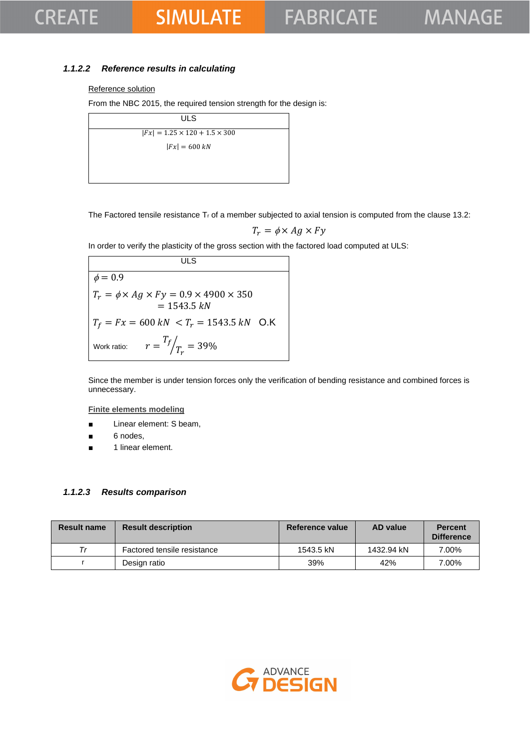### 1.1.2.2 *Reference results in calculating*

Reference solution

From the NBC 2015, the required tension strength for the design is:

| ULS |
|---|
| $|Fx| = 1.25 \times 120 + 1.5 \times 300$ <br> $|Fx| = 600\ kN$ |

The Factored tensile resistance $T_r$ of a member subjected to axial tension is computed from the clause 13.2:

$$T_r = \phi \times Ag \times Fy$$

In order to verify the plasticity of the gross section with the factored load computed at ULS:

| ULS |
|---|
| $\phi = 0.9$ <br> $T_r = \phi \times Ag \times Fy = 0.9 \times 4900 \times 350 = 1543.5\ kN$ <br> $T_f = Fx = 600\ kN < T_r = 1543.5\ kN$ O.K <br> Work ratio: $r = {T_f}/{T_r} = 39\%$ |

Since the member is under tension forces only the verification of bending resistance and combined forces is unnecessary.

Finite elements modeling

- Linear element: S beam,
- 6 nodes,
- 1 linear element.

### 1.1.2.3 *Results comparison*

| Result name | Result description | Reference value | AD value | Percent Difference |
|---|---|---|---|---|
| *Tr* | Factored tensile resistance | 1543.5 kN | 1432.94 kN | 7.00% |
| r | Design ratio | 39% | 42% | 7.00% |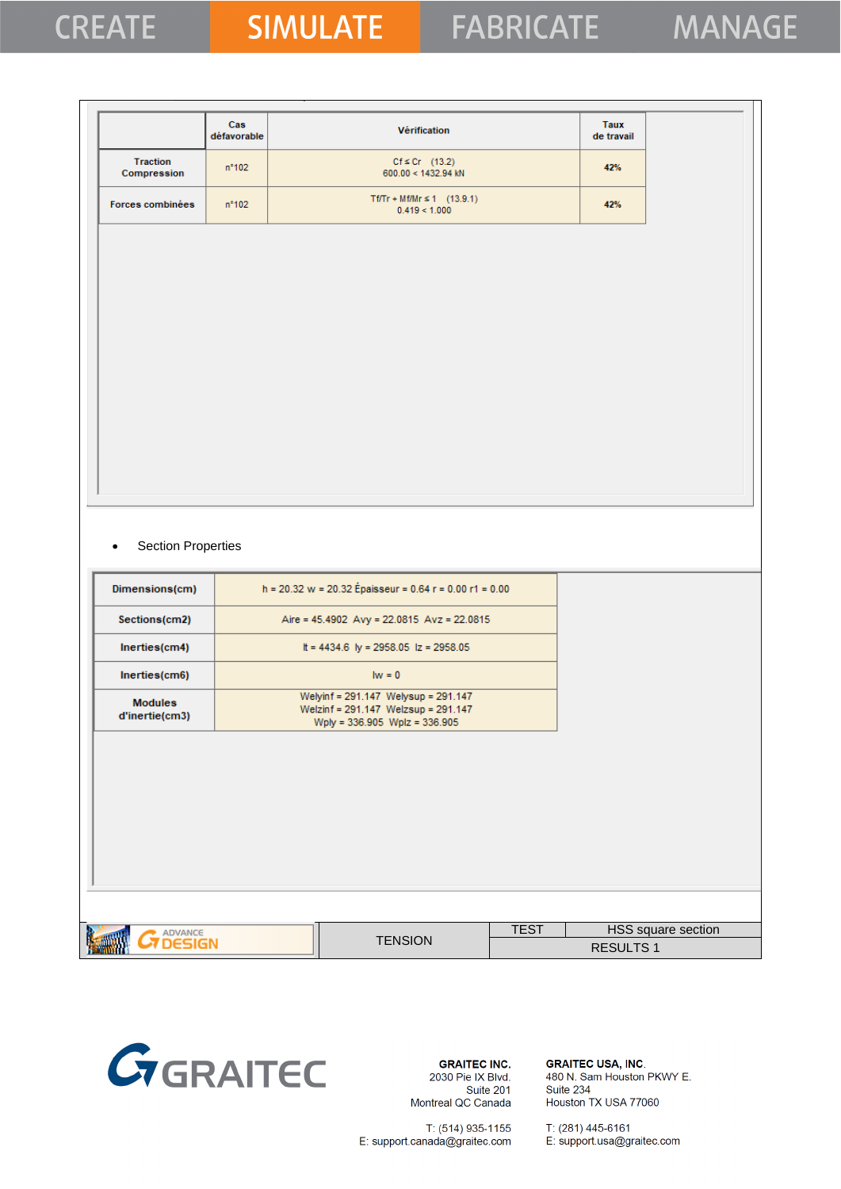| | Cas défavorable | Vérification | Taux de travail |
|---|---|---|---|
| Traction Compression | n°102 | $Cf \le Cr$ (13.2) 600.00 < 1432.94 kN | 42% |
| Forces combinées | n°102 | $Tf/Tr + Mf/Mr \le 1$ (13.9.1) 0.419 < 1.000 | 42% |

- Section Properties

| | |
|---|---|
| Dimensions(cm) | h = 20.32 w = 20.32 Épaisseur = 0.64 r = 0.00 r1 = 0.00 |
| Sections(cm2) | Aire = 45.4902 Avy = 22.0815 Avz = 22.0815 |
| Inerties(cm4) | It = 4434.6 Iy = 2958.05 Iz = 2958.05 |
| Inerties(cm6) | Iw = 0 |
| Modules d'inertie(cm3) | Welyinf = 291.147 Welysup = 291.147 Welzinf = 291.147 Welzsup = 291.147 Wply = 336.905 Wplz = 336.905 |

| | | | |
|---|---|---|---|
| ADVANCE DESIGN | TENSION | TEST | HSS square section |
| | | RESULTS 1 | |

GRAITEC

**GRAITEC INC.**
2030 Pie IX Blvd.
Suite 201
Montreal QC Canada

T: (514) 935-1155
E: support.canada@graitec.com

**GRAITEC USA, INC.**
480 N. Sam Houston PKWY E.
Suite 234
Houston TX USA 77060

T: (281) 445-6161
E: support.usa@graitec.com